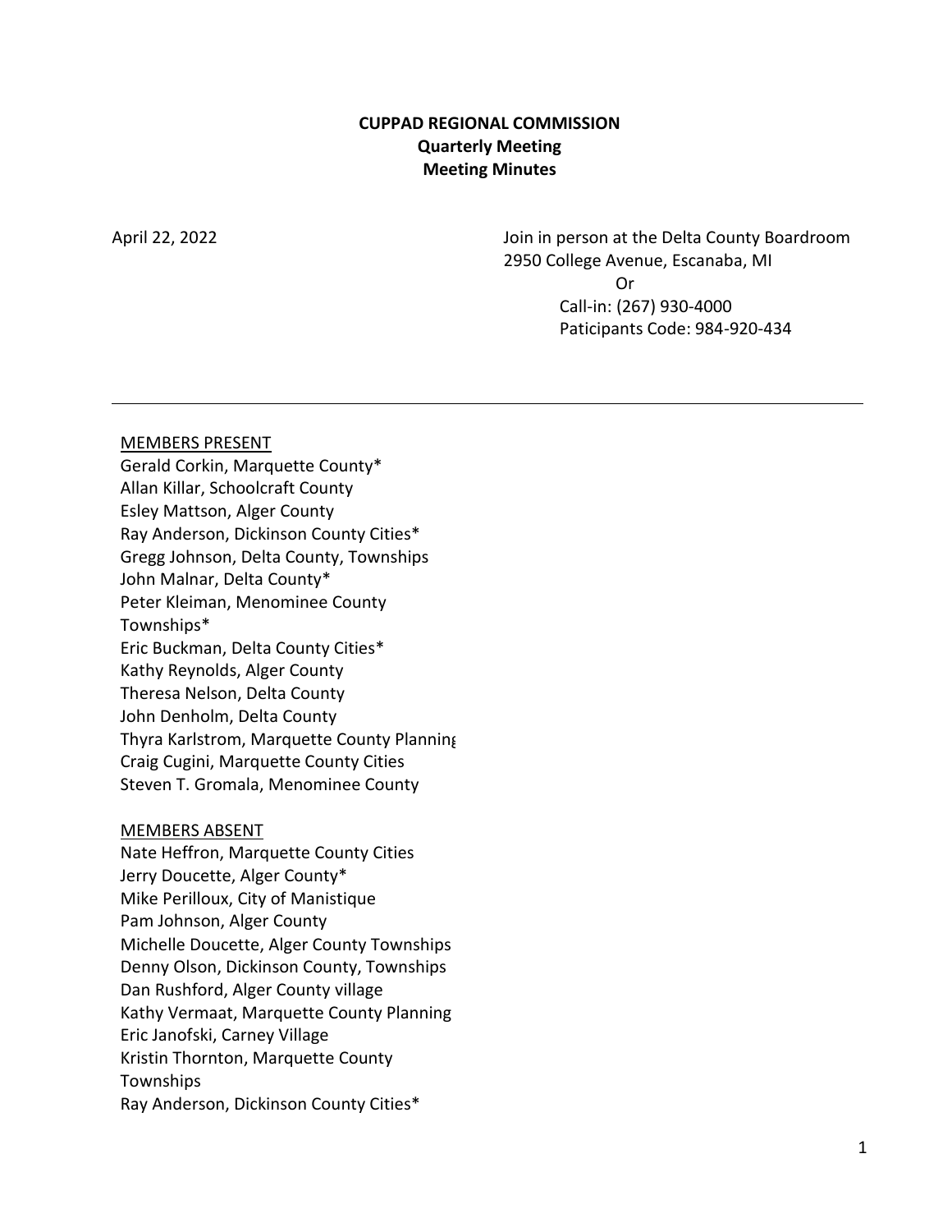**CUPPAD REGIONAL COMMISSION**
**Quarterly Meeting**
**Meeting Minutes**

April 22, 2022

Join in person at the Delta County Boardroom
2950 College Avenue, Escanaba, MI
Or
Call-in: (267) 930-4000
Paticipants Code: 984-920-434

---

MEMBERS PRESENT

Gerald Corkin, Marquette County*
Allan Killar, Schoolcraft County
Esley Mattson, Alger County
Ray Anderson, Dickinson County Cities*
Gregg Johnson, Delta County, Townships
John Malnar, Delta County*
Peter Kleiman, Menominee County Townships*
Eric Buckman, Delta County Cities*
Kathy Reynolds, Alger County
Theresa Nelson, Delta County
John Denholm, Delta County
Thyra Karlstrom, Marquette County Planning
Craig Cugini, Marquette County Cities
Steven T. Gromala, Menominee County

MEMBERS ABSENT

Nate Heffron, Marquette County Cities
Jerry Doucette, Alger County*
Mike Perilloux, City of Manistique
Pam Johnson, Alger County
Michelle Doucette, Alger County Townships
Denny Olson, Dickinson County, Townships
Dan Rushford, Alger County village
Kathy Vermaat, Marquette County Planning
Eric Janofski, Carney Village
Kristin Thornton, Marquette County Townships
Ray Anderson, Dickinson County Cities*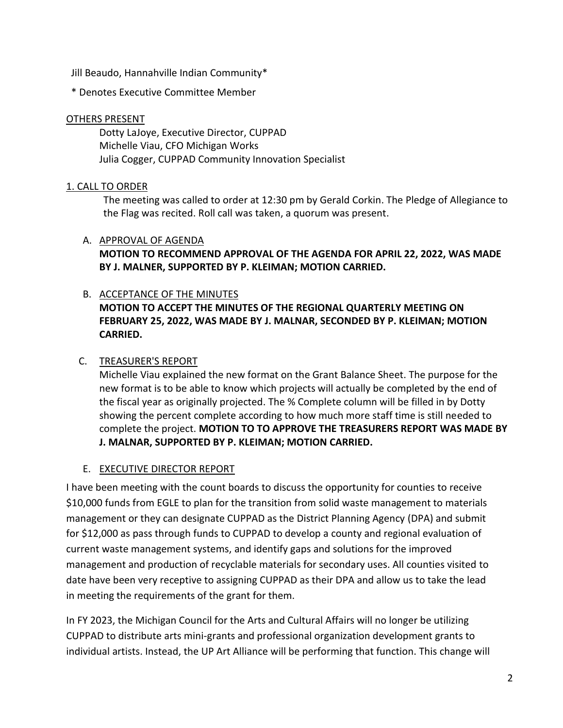Jill Beaudo, Hannahville Indian Community*

* Denotes Executive Committee Member

OTHERS PRESENT

Dotty LaJoye, Executive Director, CUPPAD
Michelle Viau, CFO Michigan Works
Julia Cogger, CUPPAD Community Innovation Specialist

## 1. CALL TO ORDER

The meeting was called to order at 12:30 pm by Gerald Corkin. The Pledge of Allegiance to the Flag was recited. Roll call was taken, a quorum was present.

A. APPROVAL OF AGENDA

**MOTION TO RECOMMEND APPROVAL OF THE AGENDA FOR APRIL 22, 2022, WAS MADE BY J. MALNER, SUPPORTED BY P. KLEIMAN; MOTION CARRIED.**

B. ACCEPTANCE OF THE MINUTES

**MOTION TO ACCEPT THE MINUTES OF THE REGIONAL QUARTERLY MEETING ON FEBRUARY 25, 2022, WAS MADE BY J. MALNAR, SECONDED BY P. KLEIMAN; MOTION CARRIED.**

C. TREASURER'S REPORT

Michelle Viau explained the new format on the Grant Balance Sheet. The purpose for the new format is to be able to know which projects will actually be completed by the end of the fiscal year as originally projected. The % Complete column will be filled in by Dotty showing the percent complete according to how much more staff time is still needed to complete the project. **MOTION TO TO APPROVE THE TREASURERS REPORT WAS MADE BY J. MALNAR, SUPPORTED BY P. KLEIMAN; MOTION CARRIED.**

E. EXECUTIVE DIRECTOR REPORT

I have been meeting with the count boards to discuss the opportunity for counties to receive $10,000 funds from EGLE to plan for the transition from solid waste management to materials management or they can designate CUPPAD as the District Planning Agency (DPA) and submit for $12,000 as pass through funds to CUPPAD to develop a county and regional evaluation of current waste management systems, and identify gaps and solutions for the improved management and production of recyclable materials for secondary uses. All counties visited to date have been very receptive to assigning CUPPAD as their DPA and allow us to take the lead in meeting the requirements of the grant for them.

In FY 2023, the Michigan Council for the Arts and Cultural Affairs will no longer be utilizing CUPPAD to distribute arts mini-grants and professional organization development grants to individual artists. Instead, the UP Art Alliance will be performing that function. This change will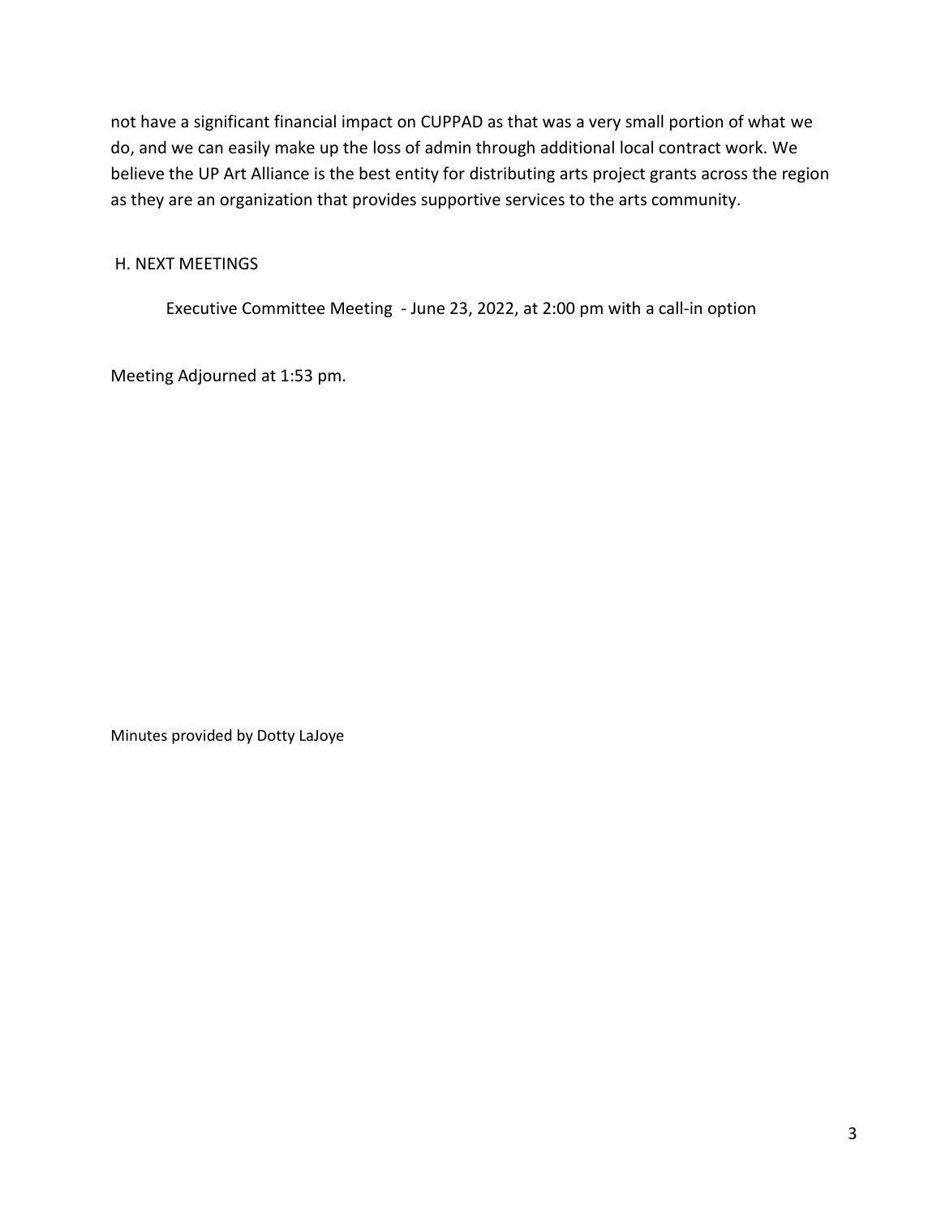not have a significant financial impact on CUPPAD as that was a very small portion of what we do, and we can easily make up the loss of admin through additional local contract work. We believe the UP Art Alliance is the best entity for distributing arts project grants across the region as they are an organization that provides supportive services to the arts community.

H. NEXT MEETINGS

Executive Committee Meeting - June 23, 2022, at 2:00 pm with a call-in option

Meeting Adjourned at 1:53 pm.

Minutes provided by Dotty LaJoye